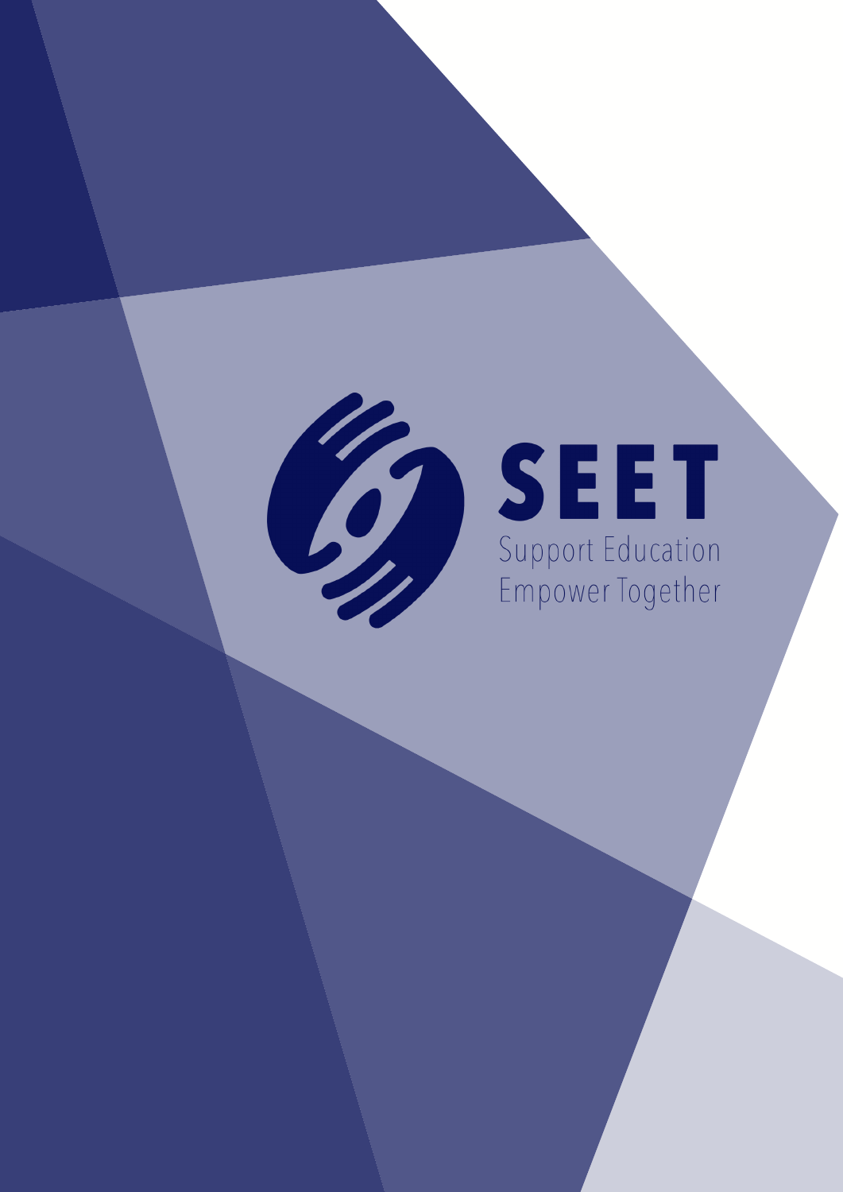# SEET

Support Education
Empower Together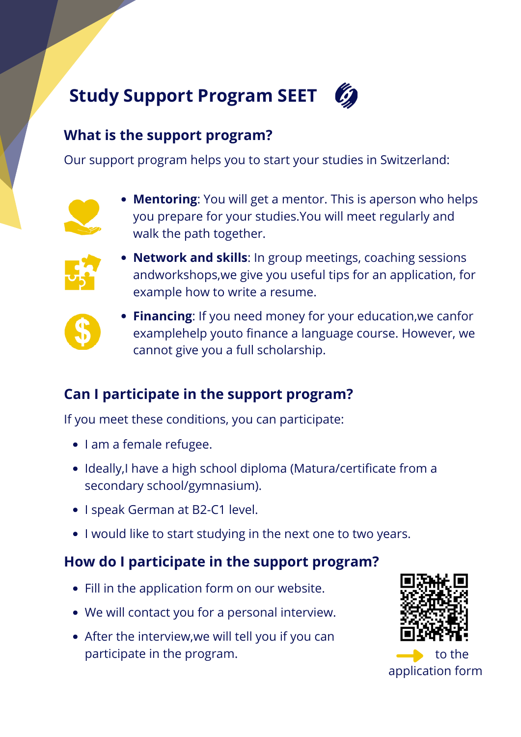# Study Support Program SEET

## What is the support program?

Our support program helps you to start your studies in Switzerland:

- **Mentoring**: You will get a mentor. This is aperson who helps you prepare for your studies.You will meet regularly and walk the path together.
- **Network and skills**: In group meetings, coaching sessions andworkshops,we give you useful tips for an application, for example how to write a resume.
- **Financing**: If you need money for your education,we canfor examplehelp youto finance a language course. However, we cannot give you a full scholarship.

## Can I participate in the support program?

If you meet these conditions, you can participate:

- I am a female refugee.
- Ideally,I have a high school diploma (Matura/certificate from a secondary school/gymnasium).
- I speak German at B2-C1 level.
- I would like to start studying in the next one to two years.

## How do I participate in the support program?

- Fill in the application form on our website.
- We will contact you for a personal interview.
- After the interview,we will tell you if you can participate in the program.

to the application form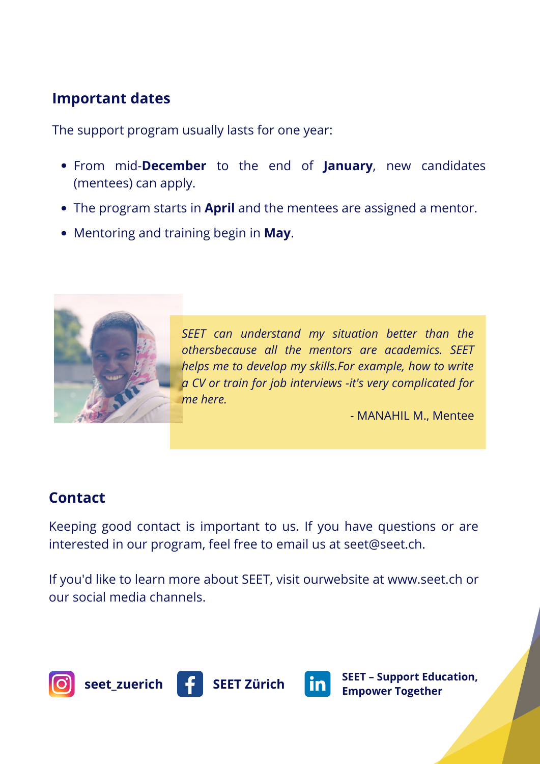## Important dates

The support program usually lasts for one year:

- From mid-**December** to the end of **January**, new candidates (mentees) can apply.
- The program starts in **April** and the mentees are assigned a mentor.
- Mentoring and training begin in **May**.

*SEET can understand my situation better than the othersbecause all the mentors are academics. SEET helps me to develop my skills.For example, how to write a CV or train for job interviews -it's very complicated for me here.*

- MANAHIL M., Mentee

## Contact

Keeping good contact is important to us. If you have questions or are interested in our program, feel free to email us at seet@seet.ch.

If you'd like to learn more about SEET, visit ourwebsite at www.seet.ch or our social media channels.

**seet_zuerich** **SEET Zürich** **SEET – Support Education, Empower Together**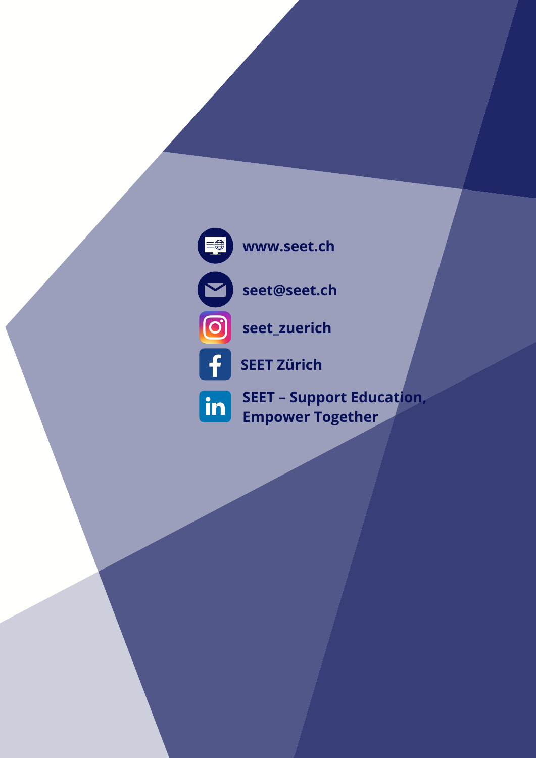www.seet.ch

seet@seet.ch

seet_zuerich

SEET Zürich

SEET – Support Education, Empower Together